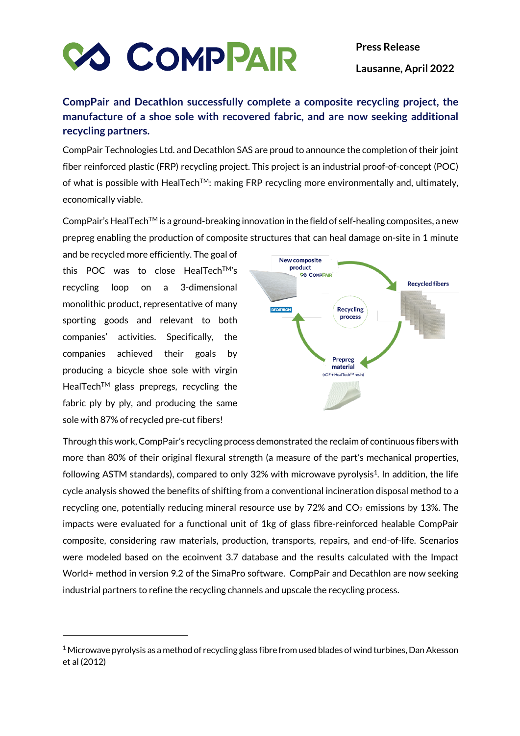Press Release

Lausanne, April 2022

## CompPair and Decathlon successfully complete a composite recycling project, the manufacture of a shoe sole with recovered fabric, and are now seeking additional recycling partners.

CompPair Technologies Ltd. and Decathlon SAS are proud to announce the completion of their joint fiber reinforced plastic (FRP) recycling project. This project is an industrial proof-of-concept (POC) of what is possible with HealTech™: making FRP recycling more environmentally and, ultimately, economically viable.

CompPair's HealTech™ is a ground-breaking innovation in the field of self-healing composites, a new prepreg enabling the production of composite structures that can heal damage on-site in 1 minute and be recycled more efficiently. The goal of this POC was to close HealTech™'s recycling loop on a 3-dimensional monolithic product, representative of many sporting goods and relevant to both companies' activities. Specifically, the companies achieved their goals by producing a bicycle shoe sole with virgin HealTech™ glass prepregs, recycling the fabric ply by ply, and producing the same sole with 87% of recycled pre-cut fibers!

Through this work, CompPair's recycling process demonstrated the reclaim of continuous fibers with more than 80% of their original flexural strength (a measure of the part's mechanical properties, following ASTM standards), compared to only 32% with microwave pyrolysis[1]. In addition, the life cycle analysis showed the benefits of shifting from a conventional incineration disposal method to a recycling one, potentially reducing mineral resource use by 72% and $CO_2$ emissions by 13%. The impacts were evaluated for a functional unit of 1kg of glass fibre-reinforced healable CompPair composite, considering raw materials, production, transports, repairs, and end-of-life. Scenarios were modeled based on the ecoinvent 3.7 database and the results calculated with the Impact World+ method in version 9.2 of the SimaPro software. CompPair and Decathlon are now seeking industrial partners to refine the recycling channels and upscale the recycling process.

[1] Microwave pyrolysis as a method of recycling glass fibre from used blades of wind turbines, Dan Akesson et al (2012)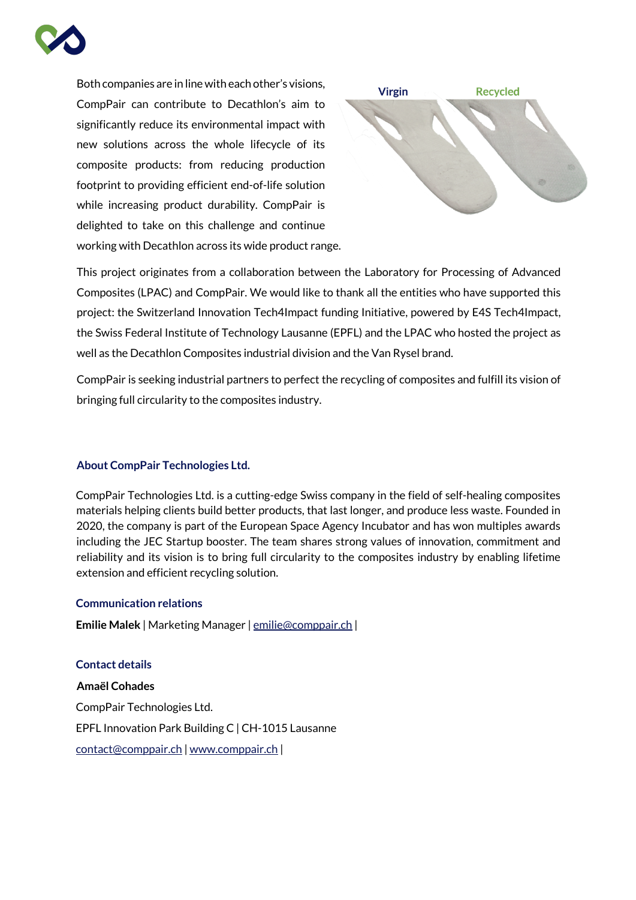Both companies are in line with each other's visions, CompPair can contribute to Decathlon's aim to significantly reduce its environmental impact with new solutions across the whole lifecycle of its composite products: from reducing production footprint to providing efficient end-of-life solution while increasing product durability. CompPair is delighted to take on this challenge and continue working with Decathlon across its wide product range.

Virgin

Recycled

This project originates from a collaboration between the Laboratory for Processing of Advanced Composites (LPAC) and CompPair. We would like to thank all the entities who have supported this project: the Switzerland Innovation Tech4Impact funding Initiative, powered by E4S Tech4Impact, the Swiss Federal Institute of Technology Lausanne (EPFL) and the LPAC who hosted the project as well as the Decathlon Composites industrial division and the Van Rysel brand.

CompPair is seeking industrial partners to perfect the recycling of composites and fulfill its vision of bringing full circularity to the composites industry.

## About CompPair Technologies Ltd.

CompPair Technologies Ltd. is a cutting-edge Swiss company in the field of self-healing composites materials helping clients build better products, that last longer, and produce less waste. Founded in 2020, the company is part of the European Space Agency Incubator and has won multiples awards including the JEC Startup booster. The team shares strong values of innovation, commitment and reliability and its vision is to bring full circularity to the composites industry by enabling lifetime extension and efficient recycling solution.

### Communication relations

**Emilie Malek** | Marketing Manager | emilie@comppair.ch |

### Contact details

**Amaël Cohades**

CompPair Technologies Ltd.

EPFL Innovation Park Building C | CH-1015 Lausanne

contact@comppair.ch | www.comppair.ch |